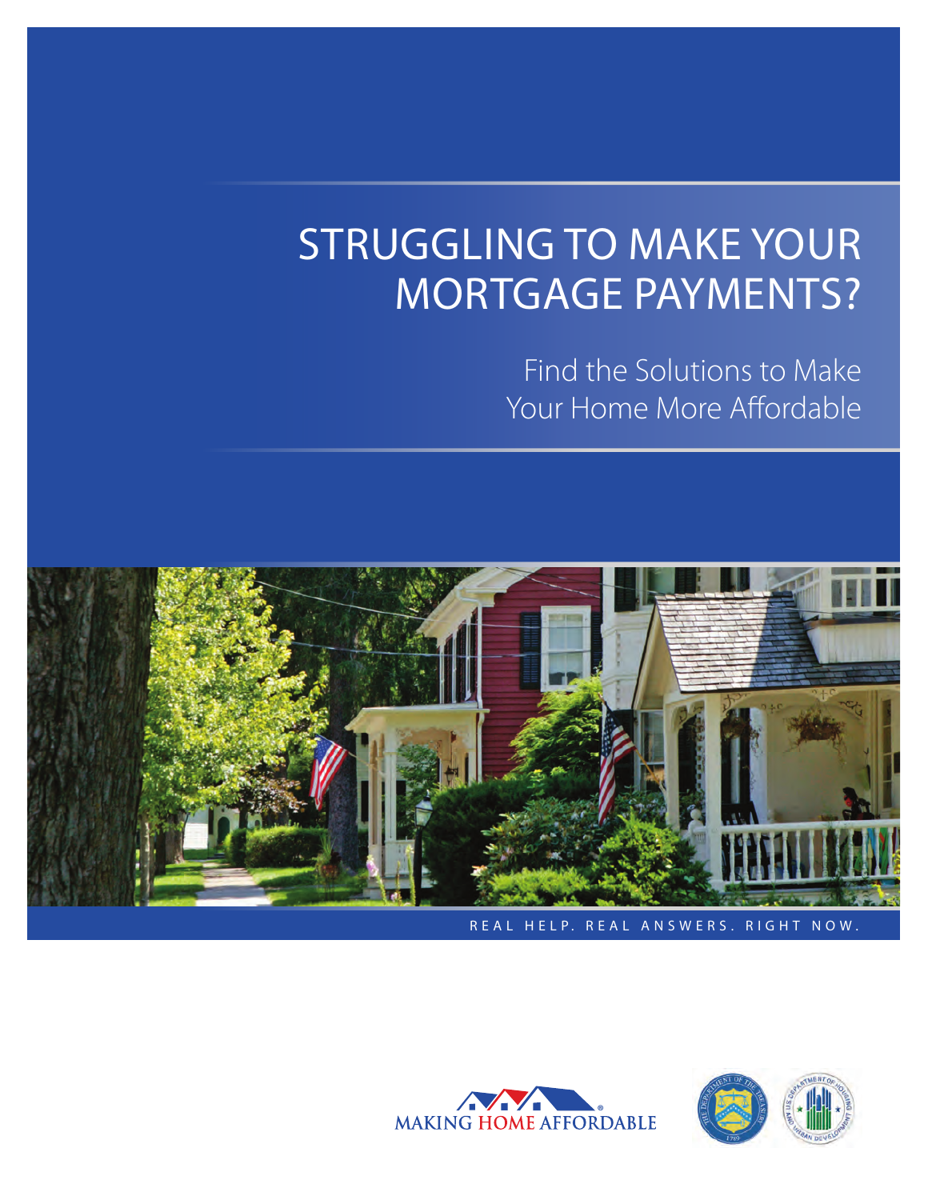# STRUGGLING TO MAKE YOUR MORTGAGE PAYMENTS?

## Find the Solutions to Make Your Home More Affordable

REAL HELP. REAL ANSWERS. RIGHT NOW.

MAKING HOME AFFORDABLE®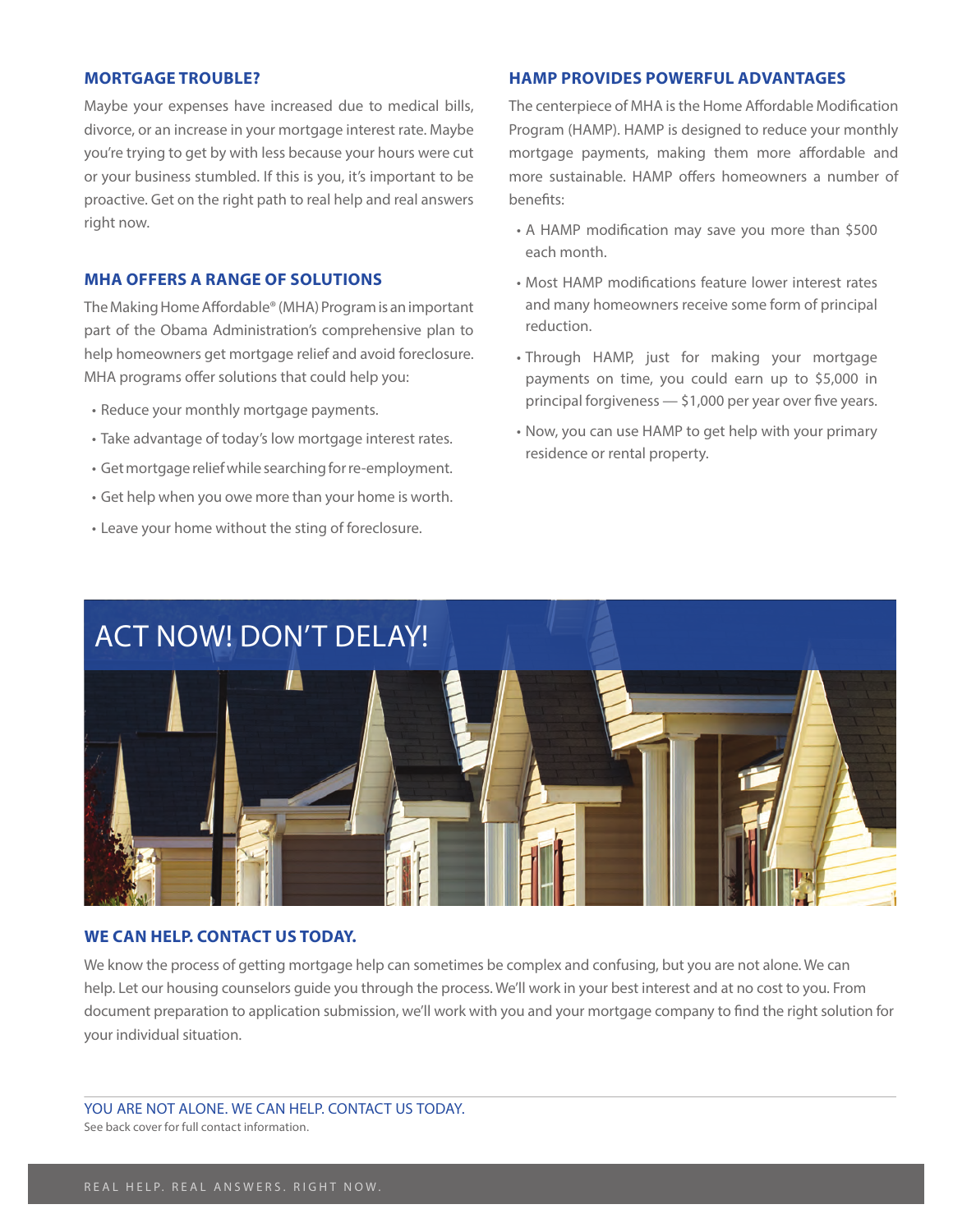## MORTGAGE TROUBLE?

Maybe your expenses have increased due to medical bills, divorce, or an increase in your mortgage interest rate. Maybe you're trying to get by with less because your hours were cut or your business stumbled. If this is you, it's important to be proactive. Get on the right path to real help and real answers right now.

## MHA OFFERS A RANGE OF SOLUTIONS

The Making Home Affordable® (MHA) Program is an important part of the Obama Administration's comprehensive plan to help homeowners get mortgage relief and avoid foreclosure. MHA programs offer solutions that could help you:

- Reduce your monthly mortgage payments.
- Take advantage of today's low mortgage interest rates.
- Get mortgage relief while searching for re-employment.
- Get help when you owe more than your home is worth.
- Leave your home without the sting of foreclosure.

## HAMP PROVIDES POWERFUL ADVANTAGES

The centerpiece of MHA is the Home Affordable Modification Program (HAMP). HAMP is designed to reduce your monthly mortgage payments, making them more affordable and more sustainable. HAMP offers homeowners a number of benefits:

- A HAMP modification may save you more than $500 each month.
- Most HAMP modifications feature lower interest rates and many homeowners receive some form of principal reduction.
- Through HAMP, just for making your mortgage payments on time, you could earn up to $5,000 in principal forgiveness — $1,000 per year over five years.
- Now, you can use HAMP to get help with your primary residence or rental property.

# ACT NOW! DON'T DELAY!

## WE CAN HELP. CONTACT US TODAY.

We know the process of getting mortgage help can sometimes be complex and confusing, but you are not alone. We can help. Let our housing counselors guide you through the process. We'll work in your best interest and at no cost to you. From document preparation to application submission, we'll work with you and your mortgage company to find the right solution for your individual situation.

YOU ARE NOT ALONE. WE CAN HELP. CONTACT US TODAY.

See back cover for full contact information.

REAL HELP. REAL ANSWERS. RIGHT NOW.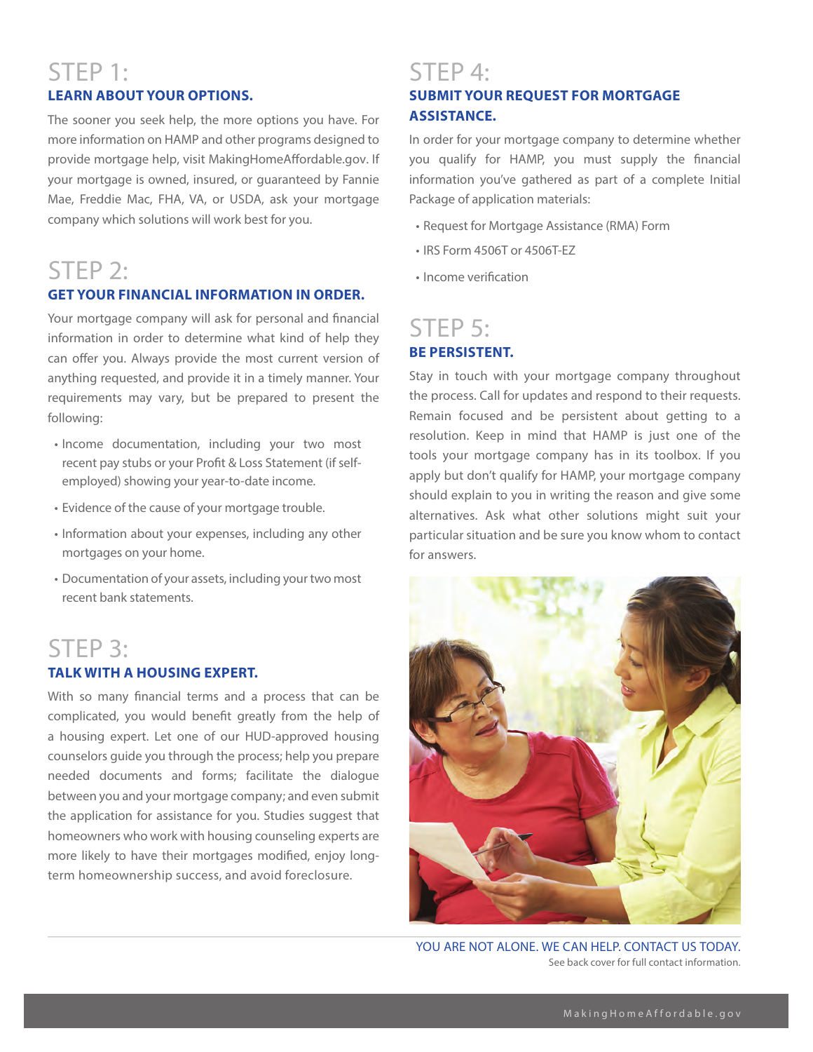## STEP 1:

### LEARN ABOUT YOUR OPTIONS.

The sooner you seek help, the more options you have. For more information on HAMP and other programs designed to provide mortgage help, visit MakingHomeAffordable.gov. If your mortgage is owned, insured, or guaranteed by Fannie Mae, Freddie Mac, FHA, VA, or USDA, ask your mortgage company which solutions will work best for you.

## STEP 2:

### GET YOUR FINANCIAL INFORMATION IN ORDER.

Your mortgage company will ask for personal and financial information in order to determine what kind of help they can offer you. Always provide the most current version of anything requested, and provide it in a timely manner. Your requirements may vary, but be prepared to present the following:

- Income documentation, including your two most recent pay stubs or your Profit & Loss Statement (if self-employed) showing your year-to-date income.
- Evidence of the cause of your mortgage trouble.
- Information about your expenses, including any other mortgages on your home.
- Documentation of your assets, including your two most recent bank statements.

## STEP 3:

### TALK WITH A HOUSING EXPERT.

With so many financial terms and a process that can be complicated, you would benefit greatly from the help of a housing expert. Let one of our HUD-approved housing counselors guide you through the process; help you prepare needed documents and forms; facilitate the dialogue between you and your mortgage company; and even submit the application for assistance for you. Studies suggest that homeowners who work with housing counseling experts are more likely to have their mortgages modified, enjoy long-term homeownership success, and avoid foreclosure.

## STEP 4:

### SUBMIT YOUR REQUEST FOR MORTGAGE ASSISTANCE.

In order for your mortgage company to determine whether you qualify for HAMP, you must supply the financial information you've gathered as part of a complete Initial Package of application materials:

- Request for Mortgage Assistance (RMA) Form
- IRS Form 4506T or 4506T-EZ
- Income verification

## STEP 5:

### BE PERSISTENT.

Stay in touch with your mortgage company throughout the process. Call for updates and respond to their requests. Remain focused and be persistent about getting to a resolution. Keep in mind that HAMP is just one of the tools your mortgage company has in its toolbox. If you apply but don't qualify for HAMP, your mortgage company should explain to you in writing the reason and give some alternatives. Ask what other solutions might suit your particular situation and be sure you know whom to contact for answers.

YOU ARE NOT ALONE. WE CAN HELP. CONTACT US TODAY.

See back cover for full contact information.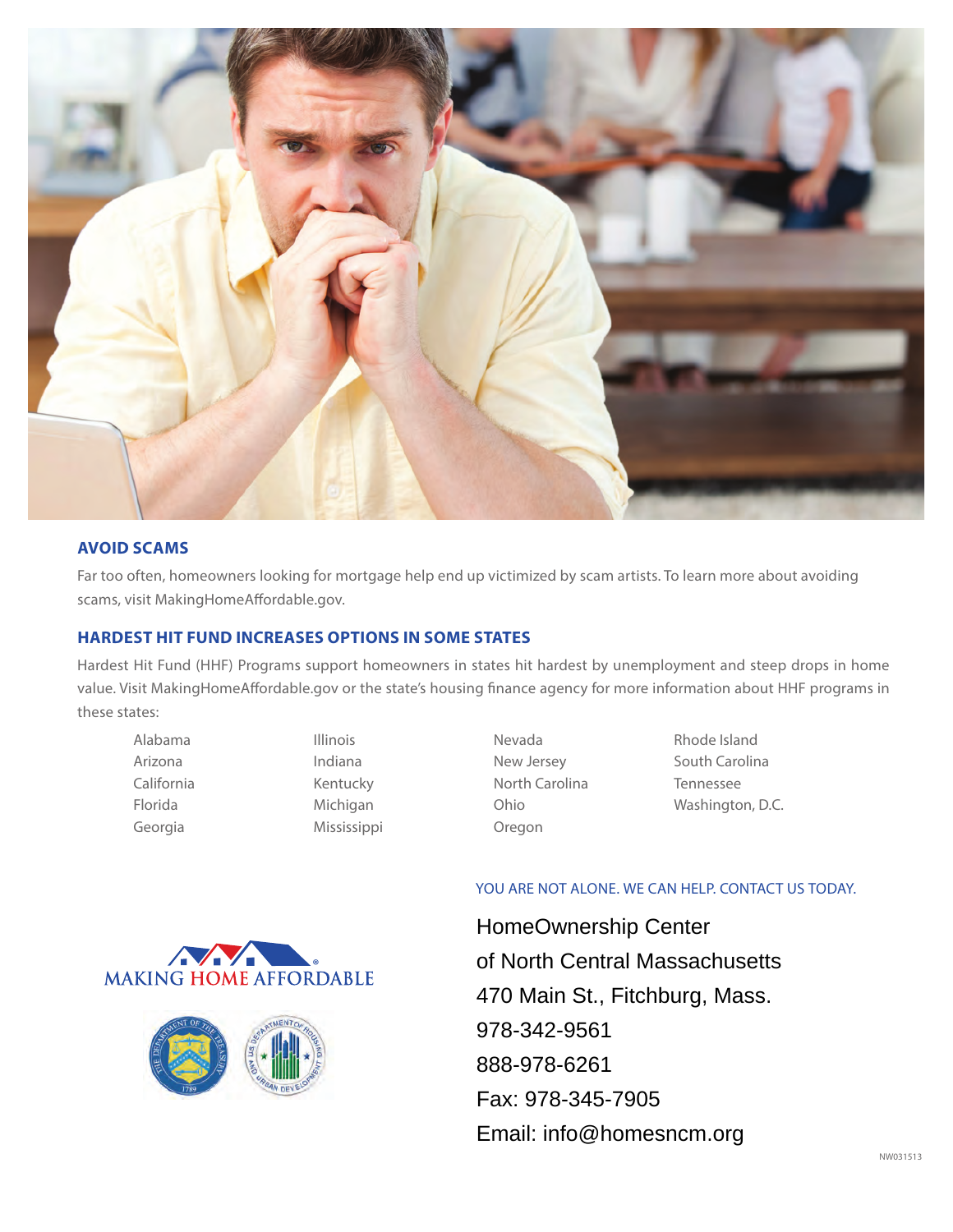## AVOID SCAMS

Far too often, homeowners looking for mortgage help end up victimized by scam artists. To learn more about avoiding scams, visit MakingHomeAffordable.gov.

## HARDEST HIT FUND INCREASES OPTIONS IN SOME STATES

Hardest Hit Fund (HHF) Programs support homeowners in states hit hardest by unemployment and steep drops in home value. Visit MakingHomeAffordable.gov or the state's housing finance agency for more information about HHF programs in these states:

- Alabama
- Arizona
- California
- Florida
- Georgia
- Illinois
- Indiana
- Kentucky
- Michigan
- Mississippi
- Nevada
- New Jersey
- North Carolina
- Ohio
- Oregon
- Rhode Island
- South Carolina
- Tennessee
- Washington, D.C.

MAKING HOME AFFORDABLE®

YOU ARE NOT ALONE. WE CAN HELP. CONTACT US TODAY.

HomeOwnership Center
of North Central Massachusetts
470 Main St., Fitchburg, Mass.
978-342-9561
888-978-6261
Fax: 978-345-7905
Email: info@homesncm.org

NW031513